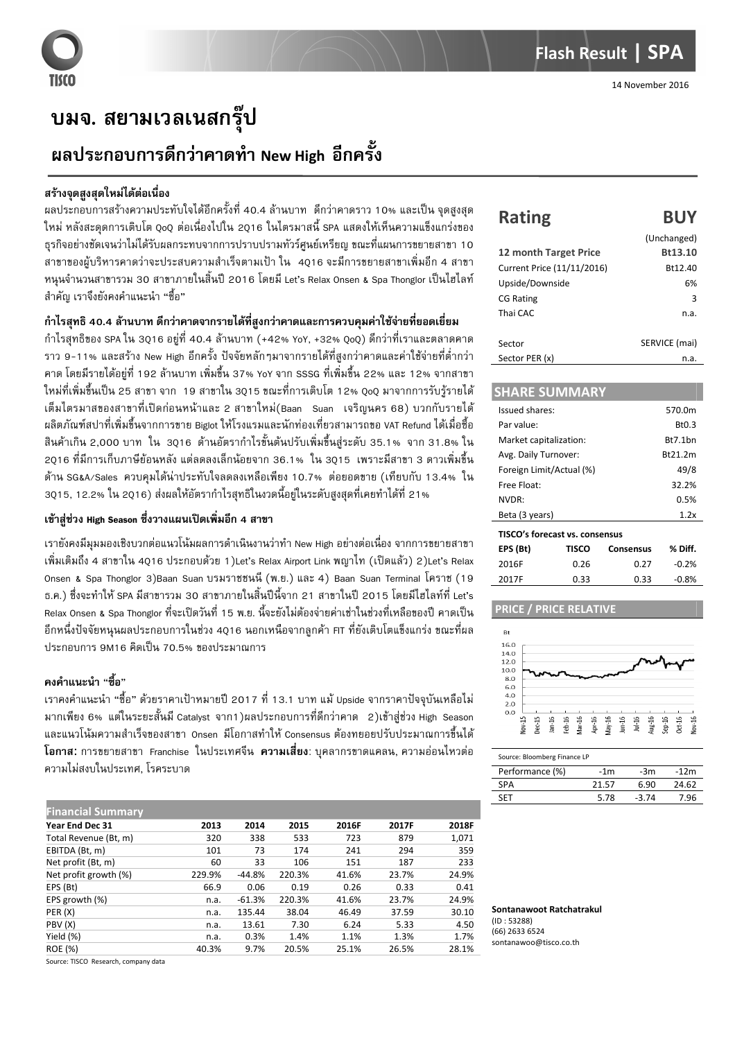# Flash Result | SPA

14 November 2016

# บมจ. สยามเวลเนสกรุ๊ป

## ผลประกอบการดีกว่าคาดทำ New High อีกครั้ง

### สร้างจุดสูงสุดใหม่ได้ต่อเนื่อง

ผลประกอบการสร้างความประทับใจได้อีกครั้งที่ 40.4 ล้านบาท ดีกว่าคาดราว 10% และเป็น จุดสูงสุดใหม่ หลังสะดุดการเติบโต QoQ ต่อเนื่องไปใน 2Q16 ในไตรมาสนี้ SPA แสดงให้เห็นความแข็งแกร่งของธุรกิจอย่างชัดเจนว่าไม่ได้รับผลกระทบจากการปราบปรามทัวร์ศูนย์เหรียญ ขณะที่แผนการขยายสาขา 10 สาขาของผู้บริหารคาดว่าจะประสบความสำเร็จตามเป้า ใน 4Q16 จะมีการขยายสาขาเพิ่มอีก 4 สาขา หนุนจำนวนสาขารวม 30 สาขาภายในสิ้นปี 2016 โดยมี Let's Relax Onsen & Spa Thonglor เป็นไฮไลท์สำคัญ เราจึงยังคงคำแนะนำ "ซื้อ"

### กำไรสุทธิ 40.4 ล้านบาท ดีกว่าคาดจากรายได้ที่สูงกว่าคาดและการควบคุมค่าใช้จ่ายที่ยอดเยี่ยม

กำไรสุทธิของ SPA ใน 3Q16 อยู่ที่ 40.4 ล้านบาท (+42% YoY, +32% QoQ) ดีกว่าที่เราและตลาดคาดราว 9-11% และสร้าง New High อีกครั้ง ปัจจัยหลักๆมาจากรายได้ที่สูงกว่าคาดและค่าใช้จ่ายที่ต่ำกว่าคาด โดยมีรายได้อยู่ที่ 192 ล้านบาท เพิ่มขึ้น 37% YoY จาก SSSG ที่เพิ่มขึ้น 22% และ 12% จากสาขาใหม่ที่เพิ่มขึ้นเป็น 25 สาขา จาก 19 สาขาใน 3Q15 ขณะที่การเติบโต 12% QoQ มาจากการรับรู้รายได้เต็มไตรมาสของสาขาที่เปิดก่อนหน้าและ 2 สาขาใหม่(Baan Suan เจริญนคร 68) บวกกับรายได้ผลิตภัณฑ์สปาที่เพิ่มขึ้นจากการขาย Biglot ให้โรงแรมและนักท่องเที่ยวสามารถขอ VAT Refund ได้เมื่อซื้อสินค้าเกิน 2,000 บาท ใน 3Q16 ด้านอัตรากำไรขั้นต้นปรับเพิ่มขึ้นสู่ระดับ 35.1% จาก 31.8% ใน 2Q16 ที่มีการเก็บภาษีย้อนหลัง แต่ลดลงเล็กน้อยจาก 36.1% ใน 3Q15 เพราะมีสาขา 3 ดาวเพิ่มขึ้น ด้าน SG&A/Sales ควบคุมได้น่าประทับใจลดลงเหลือเพียง 10.7% ต่อยอดขาย (เทียบกับ 13.4% ใน 3Q15, 12.2% ใน 2Q16) ส่งผลให้อัตรากำไรสุทธิในงวดนี้อยู่ในระดับสูงสุดที่เคยทำได้ที่ 21%

### เข้าสู่ช่วง High Season ซึ่งวางแผนเปิดเพิ่มอีก 4 สาขา

เรายังคงมีมุมมองเชิงบวกต่อแนวโน้มผลการดำเนินงานว่าทำ New High อย่างต่อเนื่อง จากการขยายสาขาเพิ่มเติมถึง 4 สาขาใน 4Q16 ประกอบด้วย 1)Let's Relax Airport Link พญาไท (เปิดแล้ว) 2)Let's Relax Onsen & Spa Thonglor 3)Baan Suan บรมราชชนนี (พ.ย.) และ 4) Baan Suan Terminal โคราช (19 ธ.ค.) ซึ่งจะทำให้ SPA มีสาขารวม 30 สาขาภายในสิ้นปีนี้จาก 21 สาขาในปี 2015 โดยมีไฮไลท์ที่ Let's Relax Onsen & Spa Thonglor ที่จะเปิดวันที่ 15 พ.ย. นี้จะยังไม่ต้องจ่ายค่าเช่าในช่วงที่เหลือของปี คาดเป็นอีกหนึ่งปัจจัยหนุนผลประกอบการในช่วง 4Q16 นอกเหนือจากลูกค้า FIT ที่ยังเติบโตแข็งแกร่ง ขณะที่ผลประกอบการ 9M16 คิดเป็น 70.5% ของประมาณการ

### คงคำแนะนำ "ซื้อ"

เราคงคำแนะนำ "ซื้อ" ด้วยราคาเป้าหมายปี 2017 ที่ 13.1 บาท แม้ Upside จากราคาปัจจุบันเหลือไม่มากเพียง 6% แต่ในระยะสั้นมี Catalyst จาก1)ผลประกอบการที่ดีกว่าคาด 2)เข้าสู่ช่วง High Season และแนวโน้มความสำเร็จของสาขา Onsen มีโอกาสทำให้ Consensus ต้องทยอยปรับประมาณการขึ้นได้ **โอกาส:** การขยายสาขา Franchise ในประเทศจีน **ความเสี่ยง:** บุคลากรขาดแคลน, ความอ่อนไหวต่อความไม่สงบในประเทศ, โรคระบาด

### Financial Summary

| Year End Dec 31 | 2013 | 2014 | 2015 | 2016F | 2017F | 2018F |
|---|---|---|---|---|---|---|
| Total Revenue (Bt, m) | 320 | 338 | 533 | 723 | 879 | 1,071 |
| EBITDA (Bt, m) | 101 | 73 | 174 | 241 | 294 | 359 |
| Net profit (Bt, m) | 60 | 33 | 106 | 151 | 187 | 233 |
| Net profit growth (%) | 229.9% | -44.8% | 220.3% | 41.6% | 23.7% | 24.9% |
| EPS (Bt) | 66.9 | 0.06 | 0.19 | 0.26 | 0.33 | 0.41 |
| EPS growth (%) | n.a. | -61.3% | 220.3% | 41.6% | 23.7% | 24.9% |
| PER (X) | n.a. | 135.44 | 38.04 | 46.49 | 37.59 | 30.10 |
| PBV (X) | n.a. | 13.61 | 7.30 | 6.24 | 5.33 | 4.50 |
| Yield (%) | n.a. | 0.3% | 1.4% | 1.1% | 1.3% | 1.7% |
| ROE (%) | 40.3% | 9.7% | 20.5% | 25.1% | 26.5% | 28.1% |

Source: TISCO Research, company data

| Rating | BUY |
|---|---|
| | (Unchanged) |
| 12 month Target Price | Bt13.10 |
| Current Price (11/11/2016) | Bt12.40 |
| Upside/Downside | 6% |
| CG Rating | 3 |
| Thai CAC | n.a. |
| Sector | SERVICE (mai) |
| Sector PER (x) | n.a. |

### SHARE SUMMARY

| | |
|---|---|
| Issued shares: | 570.0m |
| Par value: | Bt0.3 |
| Market capitalization: | Bt7.1bn |
| Avg. Daily Turnover: | Bt21.2m |
| Foreign Limit/Actual (%) | 49/8 |
| Free Float: | 32.2% |
| NVDR: | 0.5% |
| Beta (3 years) | 1.2x |

**TISCO's forecast vs. consensus**

| EPS (Bt) | TISCO | Consensus | % Diff. |
|---|---|---|---|
| 2016F | 0.26 | 0.27 | -0.2% |
| 2017F | 0.33 | 0.33 | -0.8% |

### PRICE / PRICE RELATIVE

Source: Bloomberg Finance LP

| Performance (%) | -1m | -3m | -12m |
|---|---|---|---|
| SPA | 21.57 | 6.90 | 24.62 |
| SET | 5.78 | -3.74 | 7.96 |

**Sontanawoot Ratchatrakul**
(ID : 53288)
(66) 2633 6524
sontanawoo@tisco.co.th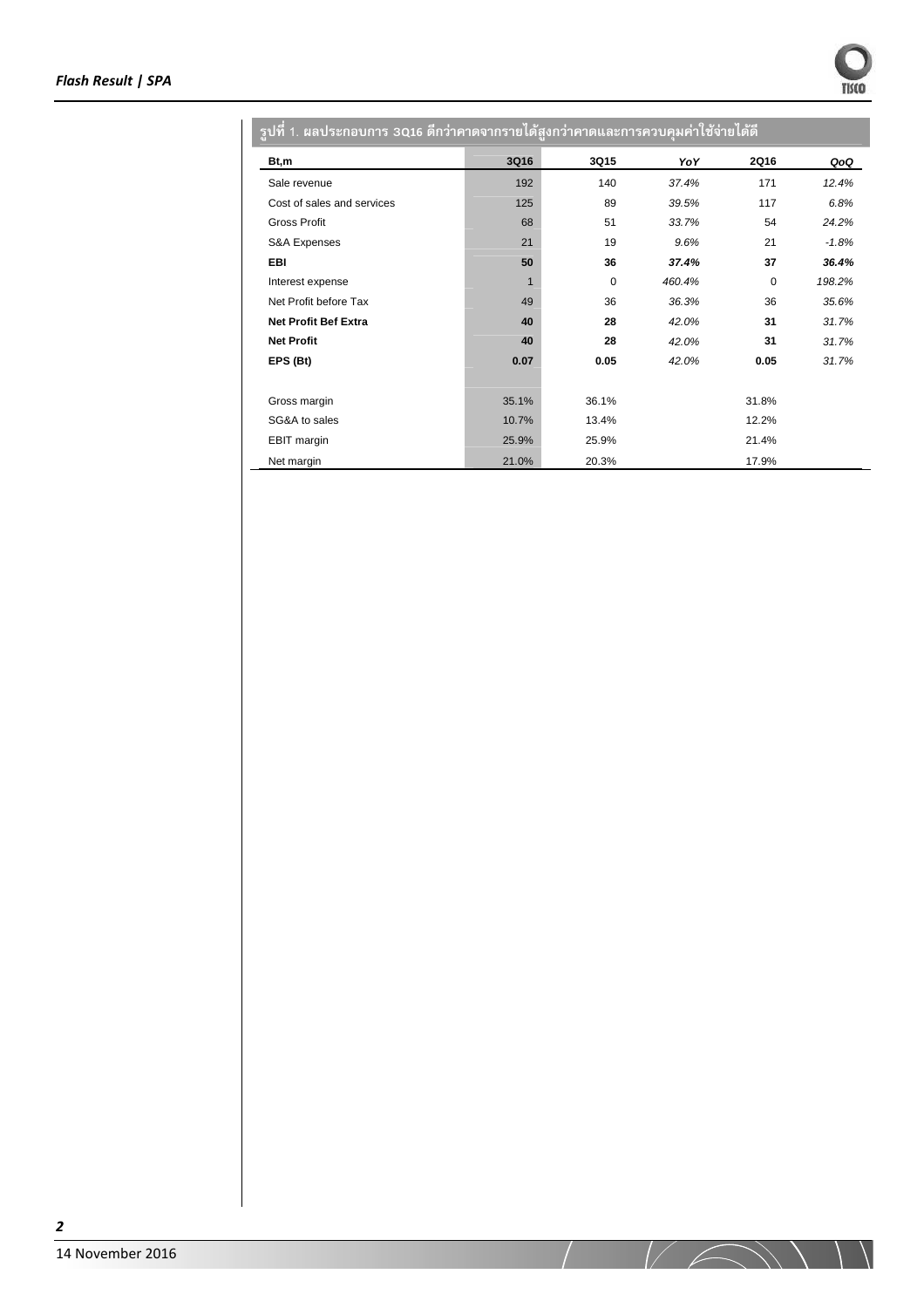รูปที่ 1. ผลประกอบการ 3Q16 ดีกว่าคาดจากรายได้สูงกว่าคาดและการควบคุมค่าใช้จ่ายได้ดี

| Bt,m | 3Q16 | 3Q15 | *YoY* | 2Q16 | *QoQ* |
|---|---|---|---|---|---|
| Sale revenue | 192 | 140 | *37.4%* | 171 | *12.4%* |
| Cost of sales and services | 125 | 89 | *39.5%* | 117 | *6.8%* |
| Gross Profit | 68 | 51 | *33.7%* | 54 | *24.2%* |
| S&A Expenses | 21 | 19 | *9.6%* | 21 | *-1.8%* |
| **EBI** | **50** | **36** | ***37.4%*** | **37** | ***36.4%*** |
| Interest expense | 1 | 0 | *460.4%* | 0 | *198.2%* |
| Net Profit before Tax | 49 | 36 | *36.3%* | 36 | *35.6%* |
| **Net Profit Bef Extra** | **40** | **28** | *42.0%* | **31** | *31.7%* |
| **Net Profit** | **40** | **28** | *42.0%* | **31** | *31.7%* |
| **EPS (Bt)** | **0.07** | **0.05** | *42.0%* | **0.05** | *31.7%* |
| | | | | | |
| Gross margin | 35.1% | 36.1% | | 31.8% | |
| SG&A to sales | 10.7% | 13.4% | | 12.2% | |
| EBIT margin | 25.9% | 25.9% | | 21.4% | |
| Net margin | 21.0% | 20.3% | | 17.9% | |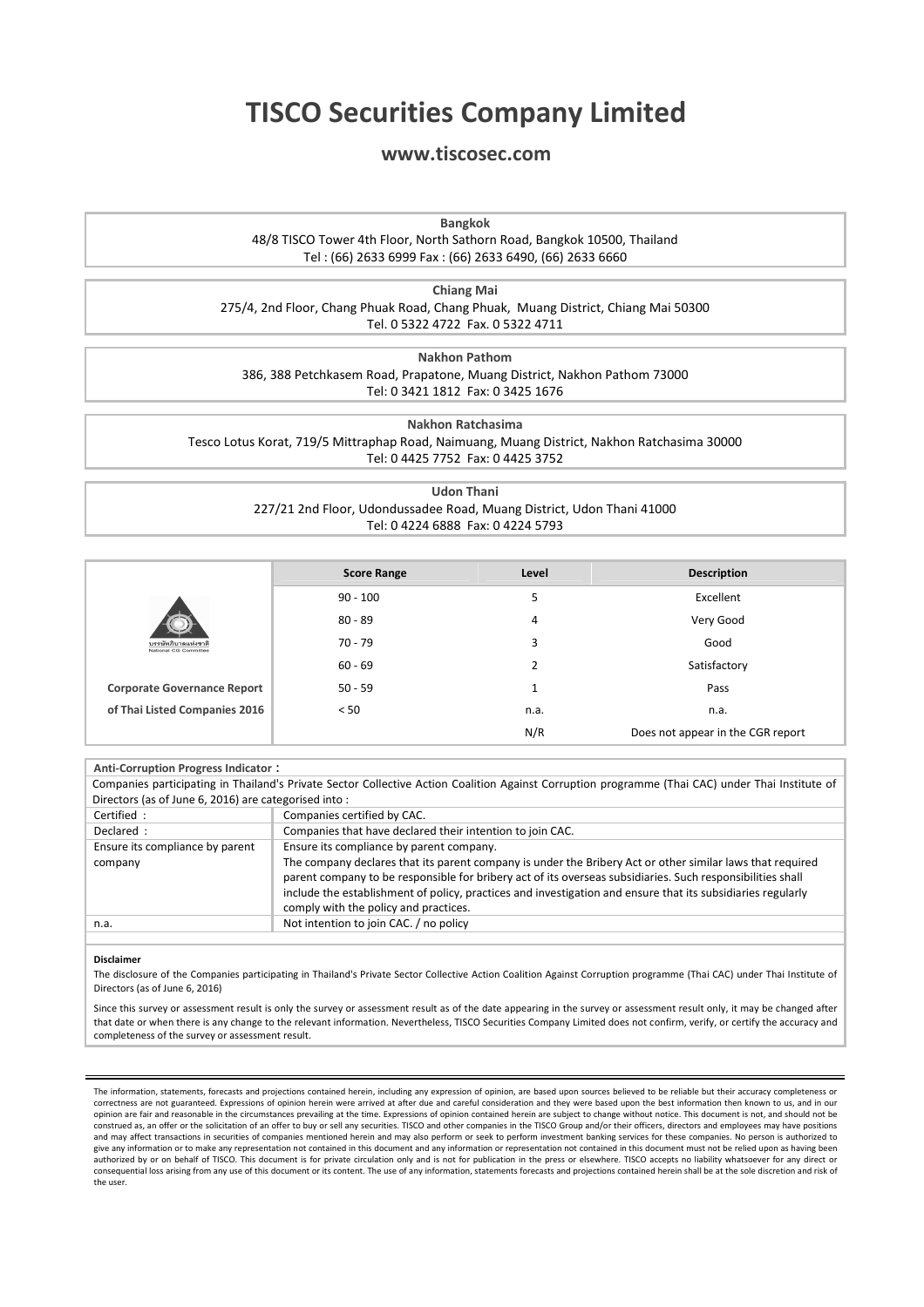# TISCO Securities Company Limited

## www.tiscosec.com

**Bangkok**
48/8 TISCO Tower 4th Floor, North Sathorn Road, Bangkok 10500, Thailand
Tel : (66) 2633 6999 Fax : (66) 2633 6490, (66) 2633 6660

**Chiang Mai**
275/4, 2nd Floor, Chang Phuak Road, Chang Phuak, Muang District, Chiang Mai 50300
Tel. 0 5322 4722 Fax. 0 5322 4711

**Nakhon Pathom**
386, 388 Petchkasem Road, Prapatone, Muang District, Nakhon Pathom 73000
Tel: 0 3421 1812 Fax: 0 3425 1676

**Nakhon Ratchasima**
Tesco Lotus Korat, 719/5 Mittraphap Road, Naimuang, Muang District, Nakhon Ratchasima 30000
Tel: 0 4425 7752 Fax: 0 4425 3752

**Udon Thani**
227/21 2nd Floor, Udondussadee Road, Muang District, Udon Thani 41000
Tel: 0 4224 6888 Fax: 0 4224 5793

| | Score Range | Level | Description |
|---|---|---|---|
| บรรษัทภิบาลแห่งชาติ National CG Committee | 90 - 100 | 5 | Excellent |
| | 80 - 89 | 4 | Very Good |
| | 70 - 79 | 3 | Good |
| | 60 - 69 | 2 | Satisfactory |
| **Corporate Governance Report** | 50 - 59 | 1 | Pass |
| **of Thai Listed Companies 2016** | < 50 | n.a. | n.a. |
| | | N/R | Does not appear in the CGR report |

**Anti-Corruption Progress Indicator :**

Companies participating in Thailand's Private Sector Collective Action Coalition Against Corruption programme (Thai CAC) under Thai Institute of Directors (as of June 6, 2016) are categorised into :

| | |
|---|---|
| Certified : | Companies certified by CAC. |
| Declared : | Companies that have declared their intention to join CAC. |
| Ensure its compliance by parent company | Ensure its compliance by parent company. The company declares that its parent company is under the Bribery Act or other similar laws that required parent company to be responsible for bribery act of its overseas subsidiaries. Such responsibilities shall include the establishment of policy, practices and investigation and ensure that its subsidiaries regularly comply with the policy and practices. |
| n.a. | Not intention to join CAC. / no policy |

**Disclaimer**

The disclosure of the Companies participating in Thailand's Private Sector Collective Action Coalition Against Corruption programme (Thai CAC) under Thai Institute of Directors (as of June 6, 2016)

Since this survey or assessment result is only the survey or assessment result as of the date appearing in the survey or assessment result only, it may be changed after that date or when there is any change to the relevant information. Nevertheless, TISCO Securities Company Limited does not confirm, verify, or certify the accuracy and completeness of the survey or assessment result.

The information, statements, forecasts and projections contained herein, including any expression of opinion, are based upon sources believed to be reliable but their accuracy completeness or correctness are not guaranteed. Expressions of opinion herein were arrived at after due and careful consideration and they were based upon the best information then known to us, and in our opinion are fair and reasonable in the circumstances prevailing at the time. Expressions of opinion contained herein are subject to change without notice. This document is not, and should not be construed as, an offer or the solicitation of an offer to buy or sell any securities. TISCO and other companies in the TISCO Group and/or their officers, directors and employees may have positions and may affect transactions in securities of companies mentioned herein and may also perform or seek to perform investment banking services for these companies. No person is authorized to give any information or to make any representation not contained in this document and any information or representation not contained in this document must not be relied upon as having been authorized by or on behalf of TISCO. This document is for private circulation only and is not for publication in the press or elsewhere. TISCO accepts no liability whatsoever for any direct or consequential loss arising from any use of this document or its content. The use of any information, statements forecasts and projections contained herein shall be at the sole discretion and risk of the user.